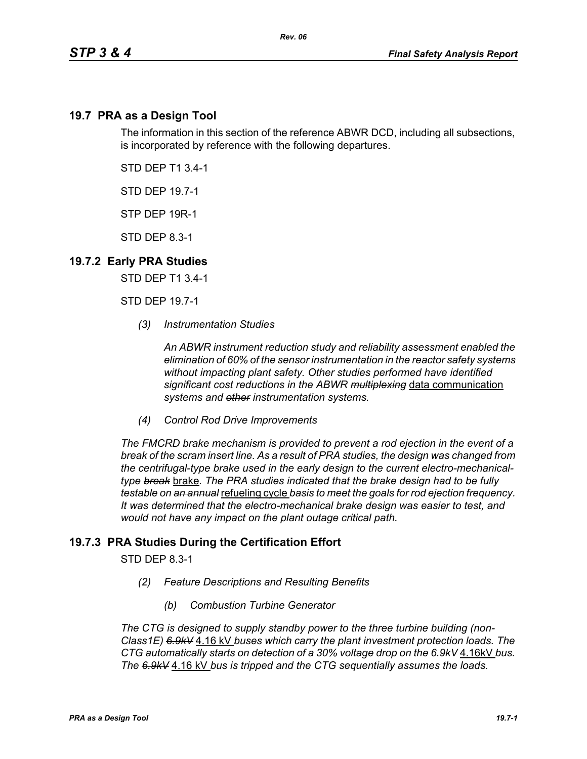## 19.7 PRA as a Design Tool

The information in this section of the reference ABWR DCD, including all subsections, is incorporated by reference with the following departures.

STD DEP T1 3.4-1

STD DEP 19.7-1

STP DEP 19R-1

STD DEP 8.3-1

## 19.7.2 Early PRA Studies

STD DEP T1 3.4-1

STD DEP 19.7-1

*(3) Instrumentation Studies*

*An ABWR instrument reduction study and reliability assessment enabled the elimination of 60% of the sensor instrumentation in the reactor safety systems without impacting plant safety. Other studies performed have identified significant cost reductions in the ABWR ~~multiplexing~~* data communication *systems and ~~other~~ instrumentation systems.*

*(4) Control Rod Drive Improvements*

*The FMCRD brake mechanism is provided to prevent a rod ejection in the event of a break of the scram insert line. As a result of PRA studies, the design was changed from the centrifugal-type brake used in the early design to the current electro-mechanical-type ~~break~~* brake*. The PRA studies indicated that the brake design had to be fully testable on ~~an annual~~* refueling cycle *basis to meet the goals for rod ejection frequency. It was determined that the electro-mechanical brake design was easier to test, and would not have any impact on the plant outage critical path.*

## 19.7.3 PRA Studies During the Certification Effort

STD DEP 8.3-1

*(2) Feature Descriptions and Resulting Benefits*

*(b) Combustion Turbine Generator*

*The CTG is designed to supply standby power to the three turbine building (non-Class1E) ~~6.9kV~~* 4.16 kV *buses which carry the plant investment protection loads. The CTG automatically starts on detection of a 30% voltage drop on the ~~6.9kV~~* 4.16kV *bus. The ~~6.9kV~~* 4.16 kV *bus is tripped and the CTG sequentially assumes the loads.*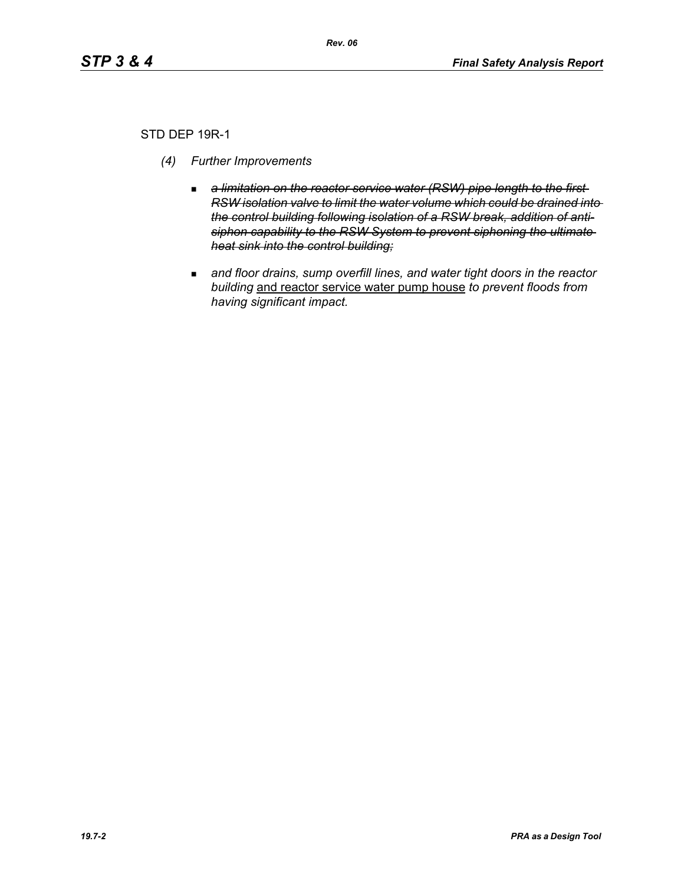STD DEP 19R-1

*(4) Further Improvements*

- ~~*a limitation on the reactor service water (RSW) pipe length to the first RSW isolation valve to limit the water volume which could be drained into the control building following isolation of a RSW break, addition of anti-siphon capability to the RSW System to prevent siphoning the ultimate heat sink into the control building;*~~
- *and floor drains, sump overfill lines, and water tight doors in the reactor building* <u>and reactor service water pump house</u> *to prevent floods from having significant impact.*